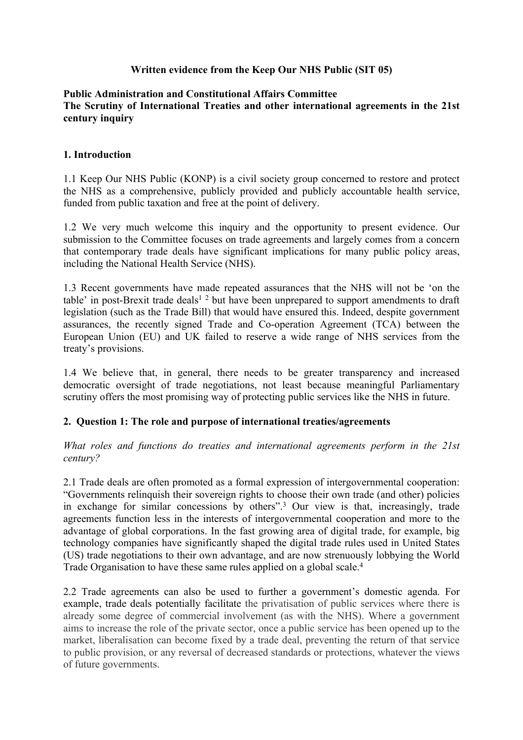**Written evidence from the Keep Our NHS Public (SIT 05)**

**Public Administration and Constitutional Affairs Committee**
**The Scrutiny of International Treaties and other international agreements in the 21st century inquiry**

## 1. Introduction

1.1 Keep Our NHS Public (KONP) is a civil society group concerned to restore and protect the NHS as a comprehensive, publicly provided and publicly accountable health service, funded from public taxation and free at the point of delivery.

1.2 We very much welcome this inquiry and the opportunity to present evidence. Our submission to the Committee focuses on trade agreements and largely comes from a concern that contemporary trade deals have significant implications for many public policy areas, including the National Health Service (NHS).

1.3 Recent governments have made repeated assurances that the NHS will not be 'on the table' in post-Brexit trade deals[1] [2] but have been unprepared to support amendments to draft legislation (such as the Trade Bill) that would have ensured this. Indeed, despite government assurances, the recently signed Trade and Co-operation Agreement (TCA) between the European Union (EU) and UK failed to reserve a wide range of NHS services from the treaty's provisions.

1.4 We believe that, in general, there needs to be greater transparency and increased democratic oversight of trade negotiations, not least because meaningful Parliamentary scrutiny offers the most promising way of protecting public services like the NHS in future.

## 2. Question 1: The role and purpose of international treaties/agreements

*What roles and functions do treaties and international agreements perform in the 21st century?*

2.1 Trade deals are often promoted as a formal expression of intergovernmental cooperation: "Governments relinquish their sovereign rights to choose their own trade (and other) policies in exchange for similar concessions by others".[3] Our view is that, increasingly, trade agreements function less in the interests of intergovernmental cooperation and more to the advantage of global corporations. In the fast growing area of digital trade, for example, big technology companies have significantly shaped the digital trade rules used in United States (US) trade negotiations to their own advantage, and are now strenuously lobbying the World Trade Organisation to have these same rules applied on a global scale.[4]

2.2 Trade agreements can also be used to further a government's domestic agenda. For example, trade deals potentially facilitate the privatisation of public services where there is already some degree of commercial involvement (as with the NHS). Where a government aims to increase the role of the private sector, once a public service has been opened up to the market, liberalisation can become fixed by a trade deal, preventing the return of that service to public provision, or any reversal of decreased standards or protections, whatever the views of future governments.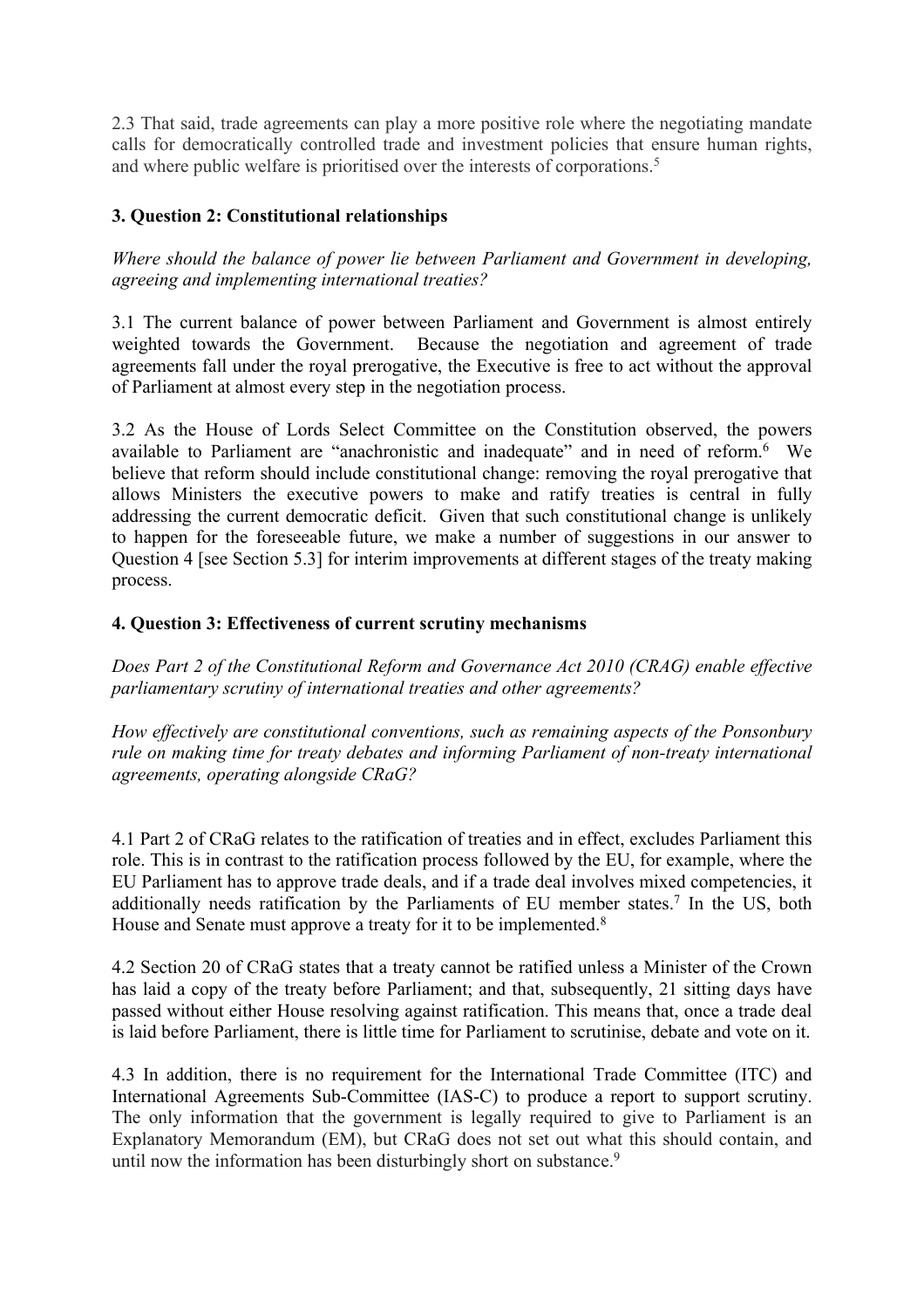2.3 That said, trade agreements can play a more positive role where the negotiating mandate calls for democratically controlled trade and investment policies that ensure human rights, and where public welfare is prioritised over the interests of corporations.[5]

### 3. Question 2: Constitutional relationships

*Where should the balance of power lie between Parliament and Government in developing, agreeing and implementing international treaties?*

3.1 The current balance of power between Parliament and Government is almost entirely weighted towards the Government. Because the negotiation and agreement of trade agreements fall under the royal prerogative, the Executive is free to act without the approval of Parliament at almost every step in the negotiation process.

3.2 As the House of Lords Select Committee on the Constitution observed, the powers available to Parliament are "anachronistic and inadequate" and in need of reform.[6] We believe that reform should include constitutional change: removing the royal prerogative that allows Ministers the executive powers to make and ratify treaties is central in fully addressing the current democratic deficit. Given that such constitutional change is unlikely to happen for the foreseeable future, we make a number of suggestions in our answer to Question 4 [see Section 5.3] for interim improvements at different stages of the treaty making process.

### 4. Question 3: Effectiveness of current scrutiny mechanisms

*Does Part 2 of the Constitutional Reform and Governance Act 2010 (CRAG) enable effective parliamentary scrutiny of international treaties and other agreements?*

*How effectively are constitutional conventions, such as remaining aspects of the Ponsonbury rule on making time for treaty debates and informing Parliament of non-treaty international agreements, operating alongside CRaG?*

4.1 Part 2 of CRaG relates to the ratification of treaties and in effect, excludes Parliament this role. This is in contrast to the ratification process followed by the EU, for example, where the EU Parliament has to approve trade deals, and if a trade deal involves mixed competencies, it additionally needs ratification by the Parliaments of EU member states.[7] In the US, both House and Senate must approve a treaty for it to be implemented.[8]

4.2 Section 20 of CRaG states that a treaty cannot be ratified unless a Minister of the Crown has laid a copy of the treaty before Parliament; and that, subsequently, 21 sitting days have passed without either House resolving against ratification. This means that, once a trade deal is laid before Parliament, there is little time for Parliament to scrutinise, debate and vote on it.

4.3 In addition, there is no requirement for the International Trade Committee (ITC) and International Agreements Sub-Committee (IAS-C) to produce a report to support scrutiny. The only information that the government is legally required to give to Parliament is an Explanatory Memorandum (EM), but CRaG does not set out what this should contain, and until now the information has been disturbingly short on substance.[9]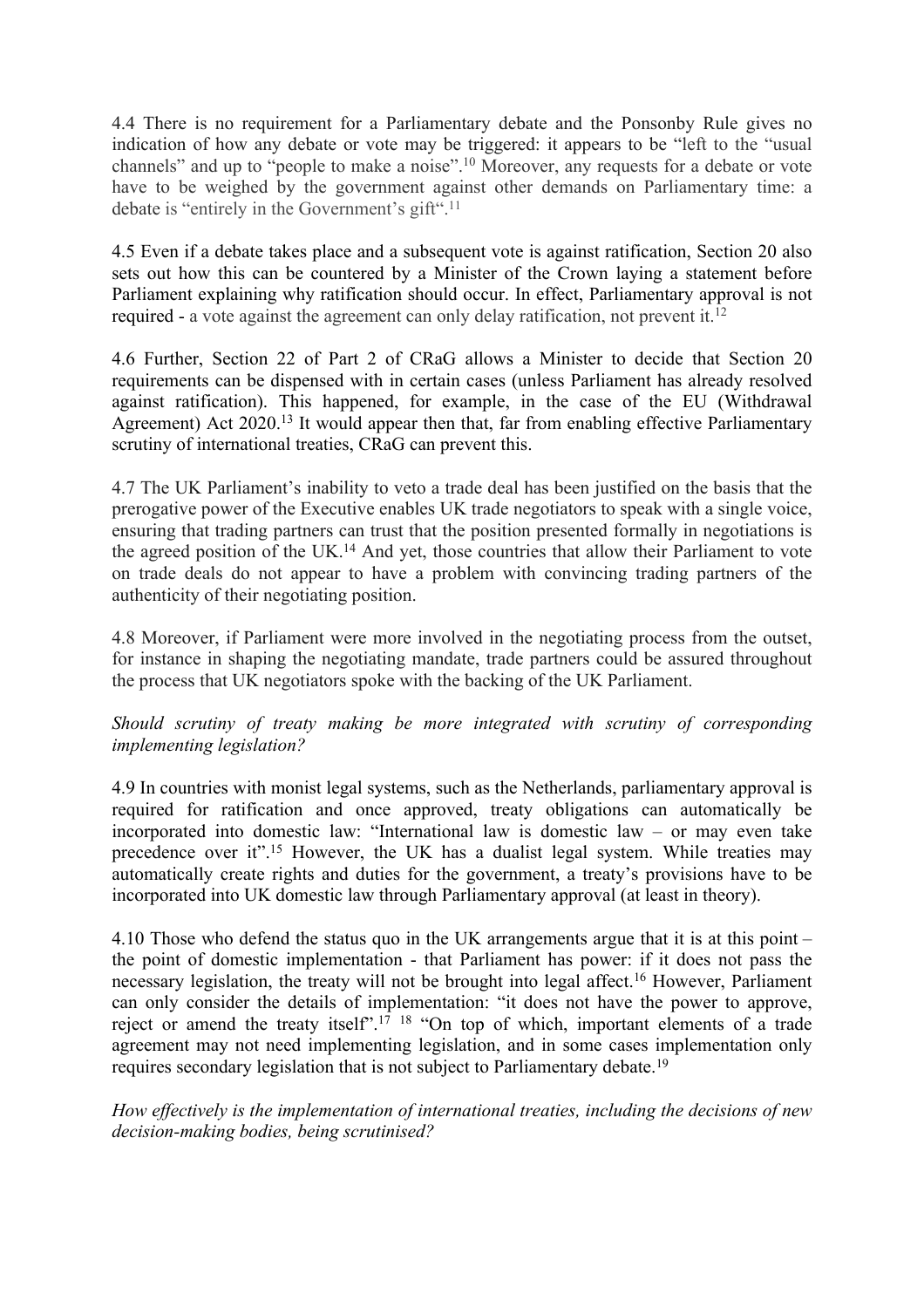4.4 There is no requirement for a Parliamentary debate and the Ponsonby Rule gives no indication of how any debate or vote may be triggered: it appears to be "left to the "usual channels" and up to "people to make a noise".[10] Moreover, any requests for a debate or vote have to be weighed by the government against other demands on Parliamentary time: a debate is "entirely in the Government's gift".[11]

4.5 Even if a debate takes place and a subsequent vote is against ratification, Section 20 also sets out how this can be countered by a Minister of the Crown laying a statement before Parliament explaining why ratification should occur. In effect, Parliamentary approval is not required - a vote against the agreement can only delay ratification, not prevent it.[12]

4.6 Further, Section 22 of Part 2 of CRaG allows a Minister to decide that Section 20 requirements can be dispensed with in certain cases (unless Parliament has already resolved against ratification). This happened, for example, in the case of the EU (Withdrawal Agreement) Act 2020.[13] It would appear then that, far from enabling effective Parliamentary scrutiny of international treaties, CRaG can prevent this.

4.7 The UK Parliament's inability to veto a trade deal has been justified on the basis that the prerogative power of the Executive enables UK trade negotiators to speak with a single voice, ensuring that trading partners can trust that the position presented formally in negotiations is the agreed position of the UK.[14] And yet, those countries that allow their Parliament to vote on trade deals do not appear to have a problem with convincing trading partners of the authenticity of their negotiating position.

4.8 Moreover, if Parliament were more involved in the negotiating process from the outset, for instance in shaping the negotiating mandate, trade partners could be assured throughout the process that UK negotiators spoke with the backing of the UK Parliament.

*Should scrutiny of treaty making be more integrated with scrutiny of corresponding implementing legislation?*

4.9 In countries with monist legal systems, such as the Netherlands, parliamentary approval is required for ratification and once approved, treaty obligations can automatically be incorporated into domestic law: "International law is domestic law – or may even take precedence over it".[15] However, the UK has a dualist legal system. While treaties may automatically create rights and duties for the government, a treaty's provisions have to be incorporated into UK domestic law through Parliamentary approval (at least in theory).

4.10 Those who defend the status quo in the UK arrangements argue that it is at this point – the point of domestic implementation - that Parliament has power: if it does not pass the necessary legislation, the treaty will not be brought into legal affect.[16] However, Parliament can only consider the details of implementation: "it does not have the power to approve, reject or amend the treaty itself".[17] [18] "On top of which, important elements of a trade agreement may not need implementing legislation, and in some cases implementation only requires secondary legislation that is not subject to Parliamentary debate.[19]

*How effectively is the implementation of international treaties, including the decisions of new decision-making bodies, being scrutinised?*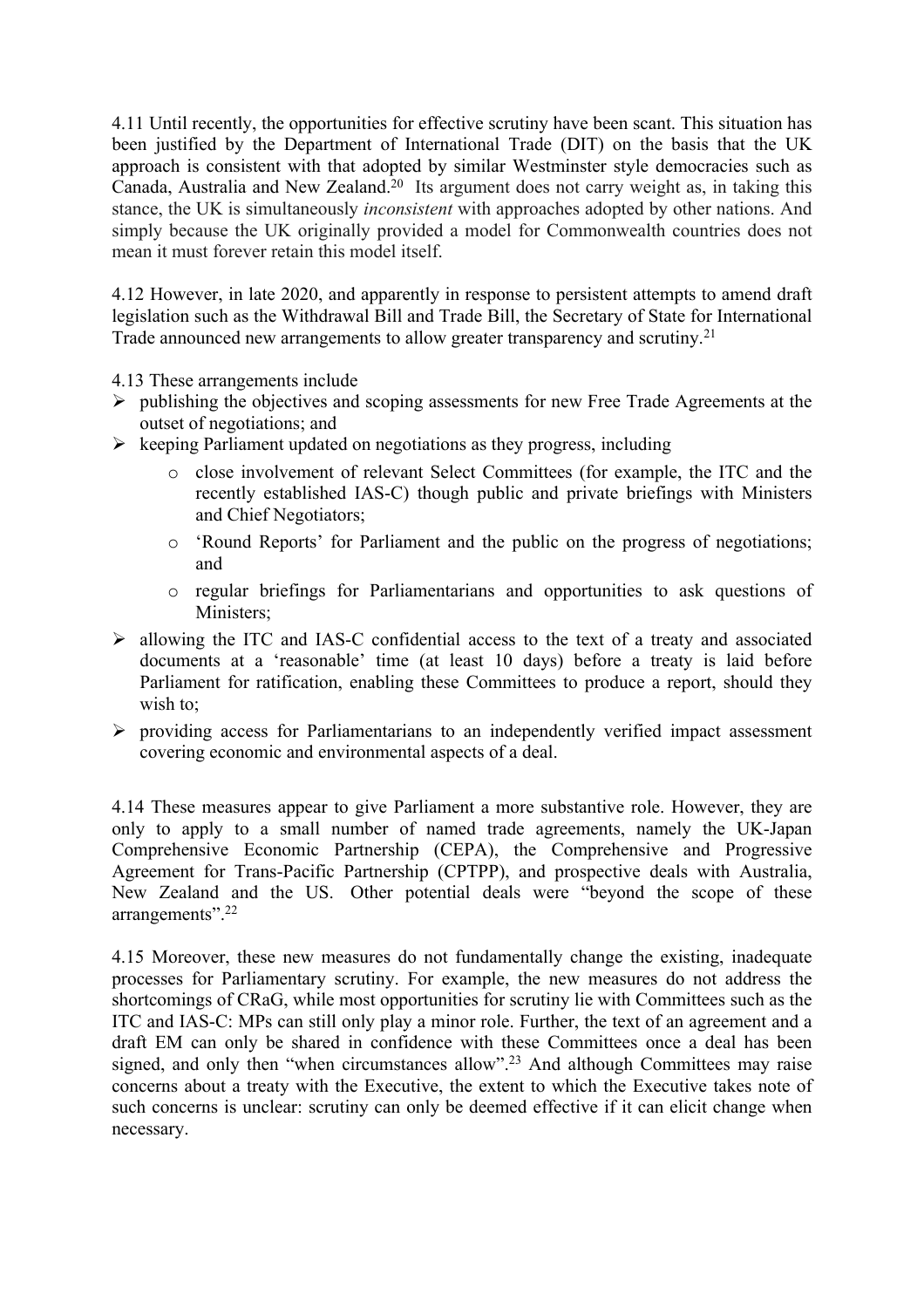4.11 Until recently, the opportunities for effective scrutiny have been scant. This situation has been justified by the Department of International Trade (DIT) on the basis that the UK approach is consistent with that adopted by similar Westminster style democracies such as Canada, Australia and New Zealand.[20] Its argument does not carry weight as, in taking this stance, the UK is simultaneously *inconsistent* with approaches adopted by other nations. And simply because the UK originally provided a model for Commonwealth countries does not mean it must forever retain this model itself.

4.12 However, in late 2020, and apparently in response to persistent attempts to amend draft legislation such as the Withdrawal Bill and Trade Bill, the Secretary of State for International Trade announced new arrangements to allow greater transparency and scrutiny.[21]

4.13 These arrangements include

- publishing the objectives and scoping assessments for new Free Trade Agreements at the outset of negotiations; and
- keeping Parliament updated on negotiations as they progress, including
    - close involvement of relevant Select Committees (for example, the ITC and the recently established IAS-C) though public and private briefings with Ministers and Chief Negotiators;
    - 'Round Reports' for Parliament and the public on the progress of negotiations; and
    - regular briefings for Parliamentarians and opportunities to ask questions of Ministers;
- allowing the ITC and IAS-C confidential access to the text of a treaty and associated documents at a 'reasonable' time (at least 10 days) before a treaty is laid before Parliament for ratification, enabling these Committees to produce a report, should they wish to;
- providing access for Parliamentarians to an independently verified impact assessment covering economic and environmental aspects of a deal.

4.14 These measures appear to give Parliament a more substantive role. However, they are only to apply to a small number of named trade agreements, namely the UK-Japan Comprehensive Economic Partnership (CEPA), the Comprehensive and Progressive Agreement for Trans-Pacific Partnership (CPTPP), and prospective deals with Australia, New Zealand and the US. Other potential deals were "beyond the scope of these arrangements".[22]

4.15 Moreover, these new measures do not fundamentally change the existing, inadequate processes for Parliamentary scrutiny. For example, the new measures do not address the shortcomings of CRaG, while most opportunities for scrutiny lie with Committees such as the ITC and IAS-C: MPs can still only play a minor role. Further, the text of an agreement and a draft EM can only be shared in confidence with these Committees once a deal has been signed, and only then "when circumstances allow".[23] And although Committees may raise concerns about a treaty with the Executive, the extent to which the Executive takes note of such concerns is unclear: scrutiny can only be deemed effective if it can elicit change when necessary.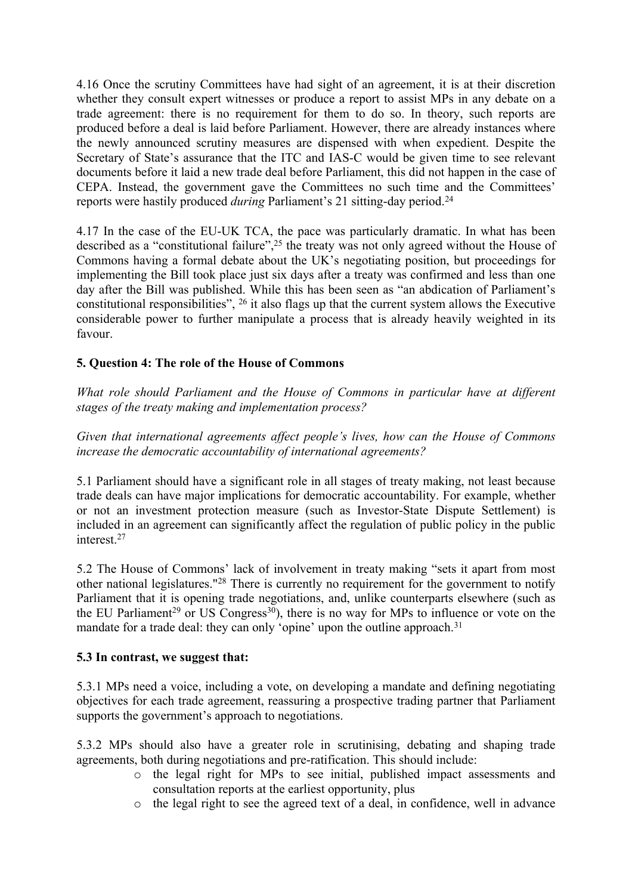4.16 Once the scrutiny Committees have had sight of an agreement, it is at their discretion whether they consult expert witnesses or produce a report to assist MPs in any debate on a trade agreement: there is no requirement for them to do so. In theory, such reports are produced before a deal is laid before Parliament. However, there are already instances where the newly announced scrutiny measures are dispensed with when expedient. Despite the Secretary of State's assurance that the ITC and IAS-C would be given time to see relevant documents before it laid a new trade deal before Parliament, this did not happen in the case of CEPA. Instead, the government gave the Committees no such time and the Committees' reports were hastily produced *during* Parliament's 21 sitting-day period.[24]

4.17 In the case of the EU-UK TCA, the pace was particularly dramatic. In what has been described as a "constitutional failure",[25] the treaty was not only agreed without the House of Commons having a formal debate about the UK's negotiating position, but proceedings for implementing the Bill took place just six days after a treaty was confirmed and less than one day after the Bill was published. While this has been seen as "an abdication of Parliament's constitutional responsibilities", [26] it also flags up that the current system allows the Executive considerable power to further manipulate a process that is already heavily weighted in its favour.

## 5. Question 4: The role of the House of Commons

*What role should Parliament and the House of Commons in particular have at different stages of the treaty making and implementation process?*

*Given that international agreements affect people's lives, how can the House of Commons increase the democratic accountability of international agreements?*

5.1 Parliament should have a significant role in all stages of treaty making, not least because trade deals can have major implications for democratic accountability. For example, whether or not an investment protection measure (such as Investor-State Dispute Settlement) is included in an agreement can significantly affect the regulation of public policy in the public interest.[27]

5.2 The House of Commons' lack of involvement in treaty making "sets it apart from most other national legislatures."[28] There is currently no requirement for the government to notify Parliament that it is opening trade negotiations, and, unlike counterparts elsewhere (such as the EU Parliament[29] or US Congress[30]), there is no way for MPs to influence or vote on the mandate for a trade deal: they can only 'opine' upon the outline approach.[31]

### 5.3 In contrast, we suggest that:

5.3.1 MPs need a voice, including a vote, on developing a mandate and defining negotiating objectives for each trade agreement, reassuring a prospective trading partner that Parliament supports the government's approach to negotiations.

5.3.2 MPs should also have a greater role in scrutinising, debating and shaping trade agreements, both during negotiations and pre-ratification. This should include:

- the legal right for MPs to see initial, published impact assessments and consultation reports at the earliest opportunity, plus
- the legal right to see the agreed text of a deal, in confidence, well in advance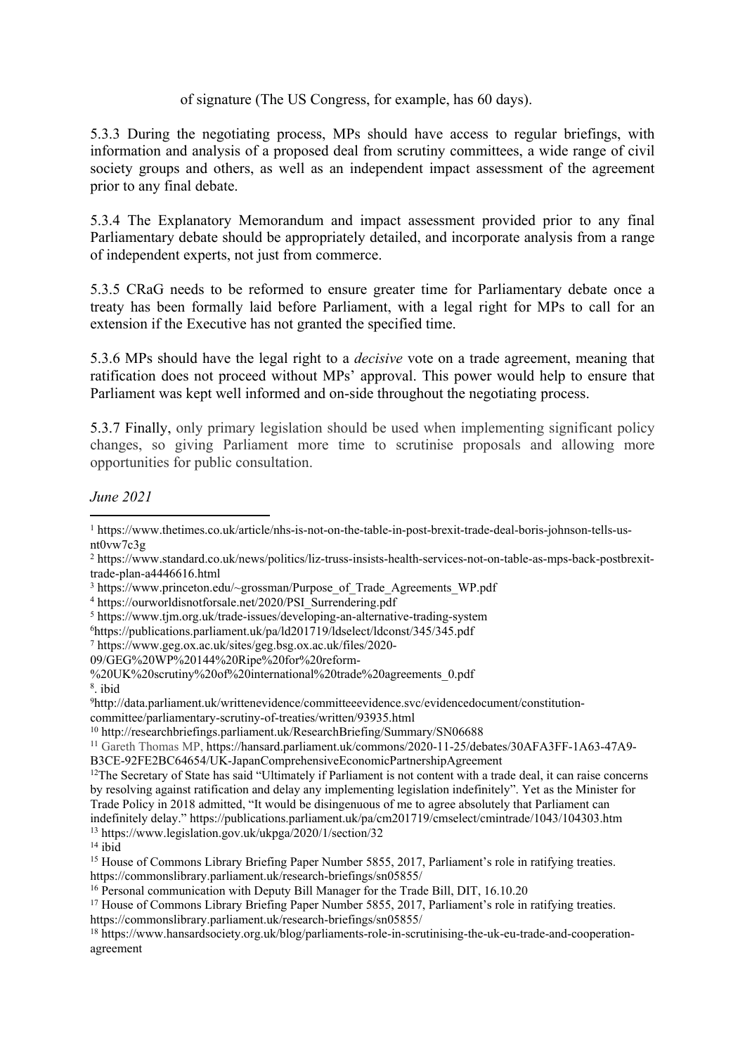of signature (The US Congress, for example, has 60 days).

5.3.3 During the negotiating process, MPs should have access to regular briefings, with information and analysis of a proposed deal from scrutiny committees, a wide range of civil society groups and others, as well as an independent impact assessment of the agreement prior to any final debate.

5.3.4 The Explanatory Memorandum and impact assessment provided prior to any final Parliamentary debate should be appropriately detailed, and incorporate analysis from a range of independent experts, not just from commerce.

5.3.5 CRaG needs to be reformed to ensure greater time for Parliamentary debate once a treaty has been formally laid before Parliament, with a legal right for MPs to call for an extension if the Executive has not granted the specified time.

5.3.6 MPs should have the legal right to a *decisive* vote on a trade agreement, meaning that ratification does not proceed without MPs' approval. This power would help to ensure that Parliament was kept well informed and on-side throughout the negotiating process.

5.3.7 Finally, only primary legislation should be used when implementing significant policy changes, so giving Parliament more time to scrutinise proposals and allowing more opportunities for public consultation.

*June 2021*

---

[1] https://www.thetimes.co.uk/article/nhs-is-not-on-the-table-in-post-brexit-trade-deal-boris-johnson-tells-us-nt0vw7c3g

[2] https://www.standard.co.uk/news/politics/liz-truss-insists-health-services-not-on-table-as-mps-back-postbrexit-trade-plan-a4446616.html

[3] https://www.princeton.edu/~grossman/Purpose_of_Trade_Agreements_WP.pdf

[4] https://ourworldisnotforsale.net/2020/PSI_Surrendering.pdf

[5] https://www.tjm.org.uk/trade-issues/developing-an-alternative-trading-system

[6] https://publications.parliament.uk/pa/ld201719/ldselect/ldconst/345/345.pdf

[7] https://www.geg.ox.ac.uk/sites/geg.bsg.ox.ac.uk/files/2020-09/GEG%20WP%20144%20Ripe%20for%20reform-%20UK%20scrutiny%20of%20international%20trade%20agreements_0.pdf

[8]. ibid

[9] http://data.parliament.uk/writtenevidence/committeeevidence.svc/evidencedocument/constitution-committee/parliamentary-scrutiny-of-treaties/written/93935.html

[10] http://researchbriefings.parliament.uk/ResearchBriefing/Summary/SN06688

[11] Gareth Thomas MP, https://hansard.parliament.uk/commons/2020-11-25/debates/30AFA3FF-1A63-47A9-B3CE-92FE2BC64654/UK-JapanComprehensiveEconomicPartnershipAgreement

[12] The Secretary of State has said "Ultimately if Parliament is not content with a trade deal, it can raise concerns by resolving against ratification and delay any implementing legislation indefinitely". Yet as the Minister for Trade Policy in 2018 admitted, "It would be disingenuous of me to agree absolutely that Parliament can indefinitely delay." https://publications.parliament.uk/pa/cm201719/cmselect/cmintrade/1043/104303.htm

[13] https://www.legislation.gov.uk/ukpga/2020/1/section/32

[14] ibid

[15] House of Commons Library Briefing Paper Number 5855, 2017, Parliament's role in ratifying treaties. https://commonslibrary.parliament.uk/research-briefings/sn05855/

[16] Personal communication with Deputy Bill Manager for the Trade Bill, DIT, 16.10.20

[17] House of Commons Library Briefing Paper Number 5855, 2017, Parliament's role in ratifying treaties. https://commonslibrary.parliament.uk/research-briefings/sn05855/

[18] https://www.hansardsociety.org.uk/blog/parliaments-role-in-scrutinising-the-uk-eu-trade-and-cooperation-agreement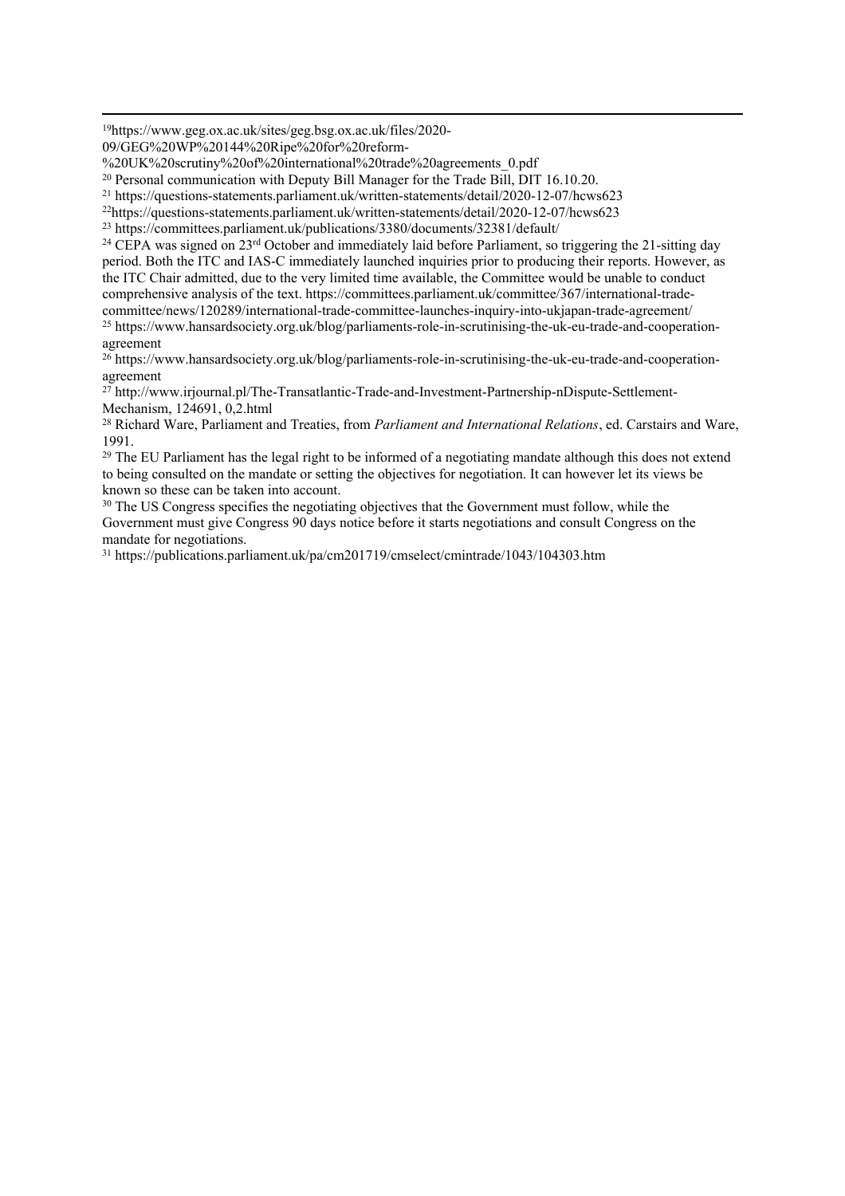[19]https://www.geg.ox.ac.uk/sites/geg.bsg.ox.ac.uk/files/2020-09/GEG%20WP%20144%20Ripe%20for%20reform-%20UK%20scrutiny%20of%20international%20trade%20agreements_0.pdf

[20] Personal communication with Deputy Bill Manager for the Trade Bill, DIT 16.10.20.

[21] https://questions-statements.parliament.uk/written-statements/detail/2020-12-07/hcws623

[22]https://questions-statements.parliament.uk/written-statements/detail/2020-12-07/hcws623

[23] https://committees.parliament.uk/publications/3380/documents/32381/default/

[24] CEPA was signed on 23rd October and immediately laid before Parliament, so triggering the 21-sitting day period. Both the ITC and IAS-C immediately launched inquiries prior to producing their reports. However, as the ITC Chair admitted, due to the very limited time available, the Committee would be unable to conduct comprehensive analysis of the text. https://committees.parliament.uk/committee/367/international-trade-committee/news/120289/international-trade-committee-launches-inquiry-into-ukjapan-trade-agreement/

[25] https://www.hansardsociety.org.uk/blog/parliaments-role-in-scrutinising-the-uk-eu-trade-and-cooperation-agreement

[26] https://www.hansardsociety.org.uk/blog/parliaments-role-in-scrutinising-the-uk-eu-trade-and-cooperation-agreement

[27] http://www.irjournal.pl/The-Transatlantic-Trade-and-Investment-Partnership-nDispute-Settlement-Mechanism, 124691, 0,2.html

[28] Richard Ware, Parliament and Treaties, from *Parliament and International Relations*, ed. Carstairs and Ware, 1991.

[29] The EU Parliament has the legal right to be informed of a negotiating mandate although this does not extend to being consulted on the mandate or setting the objectives for negotiation. It can however let its views be known so these can be taken into account.

[30] The US Congress specifies the negotiating objectives that the Government must follow, while the Government must give Congress 90 days notice before it starts negotiations and consult Congress on the mandate for negotiations.

[31] https://publications.parliament.uk/pa/cm201719/cmselect/cmintrade/1043/104303.htm